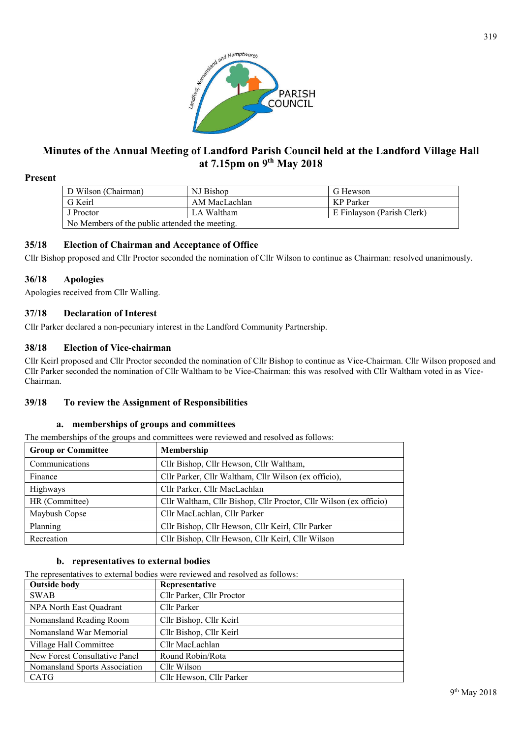# Minutes of the Annual Meeting of Landford Parish Council held at the Landford Village Hall at 7.15pm on 9th May 2018

**Present**

| D Wilson (Chairman) | NJ Bishop | G Hewson |
|---|---|---|
| G Keirl | AM MacLachlan | KP Parker |
| J Proctor | LA Waltham | E Finlayson (Parish Clerk) |
| No Members of the public attended the meeting. | | |

## 35/18 Election of Chairman and Acceptance of Office

Cllr Bishop proposed and Cllr Proctor seconded the nomination of Cllr Wilson to continue as Chairman: resolved unanimously.

## 36/18 Apologies

Apologies received from Cllr Walling.

## 37/18 Declaration of Interest

Cllr Parker declared a non-pecuniary interest in the Landford Community Partnership.

## 38/18 Election of Vice-chairman

Cllr Keirl proposed and Cllr Proctor seconded the nomination of Cllr Bishop to continue as Vice-Chairman. Cllr Wilson proposed and Cllr Parker seconded the nomination of Cllr Waltham to be Vice-Chairman: this was resolved with Cllr Waltham voted in as Vice-Chairman.

## 39/18 To review the Assignment of Responsibilities

### a. memberships of groups and committees

The memberships of the groups and committees were reviewed and resolved as follows:

| Group or Committee | Membership |
|---|---|
| Communications | Cllr Bishop, Cllr Hewson, Cllr Waltham, |
| Finance | Cllr Parker, Cllr Waltham, Cllr Wilson (ex officio), |
| Highways | Cllr Parker, Cllr MacLachlan |
| HR (Committee) | Cllr Waltham, Cllr Bishop, Cllr Proctor, Cllr Wilson (ex officio) |
| Maybush Copse | Cllr MacLachlan, Cllr Parker |
| Planning | Cllr Bishop, Cllr Hewson, Cllr Keirl, Cllr Parker |
| Recreation | Cllr Bishop, Cllr Hewson, Cllr Keirl, Cllr Wilson |

### b. representatives to external bodies

The representatives to external bodies were reviewed and resolved as follows:

| Outside body | Representative |
|---|---|
| SWAB | Cllr Parker, Cllr Proctor |
| NPA North East Quadrant | Cllr Parker |
| Nomansland Reading Room | Cllr Bishop, Cllr Keirl |
| Nomansland War Memorial | Cllr Bishop, Cllr Keirl |
| Village Hall Committee | Cllr MacLachlan |
| New Forest Consultative Panel | Round Robin/Rota |
| Nomansland Sports Association | Cllr Wilson |
| CATG | Cllr Hewson, Cllr Parker |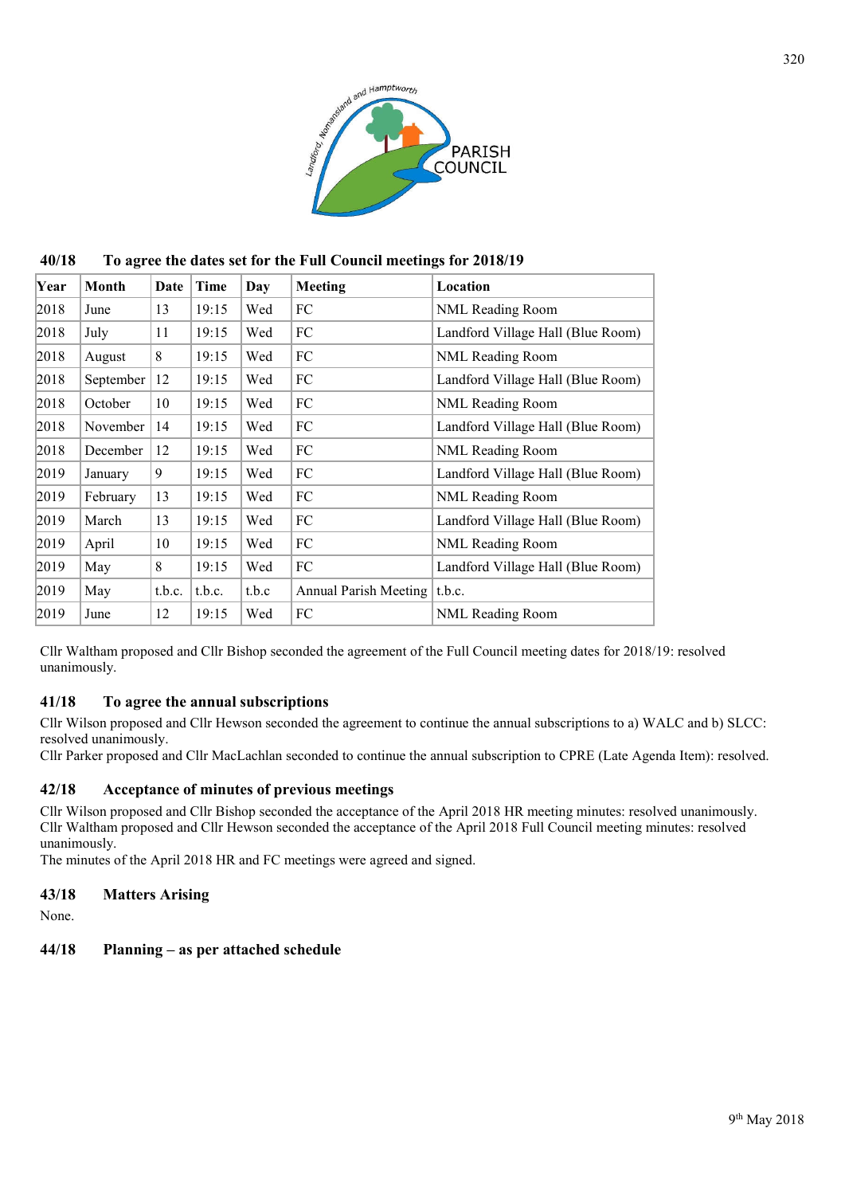## 40/18 To agree the dates set for the Full Council meetings for 2018/19

| Year | Month | Date | Time | Day | Meeting | Location |
|---|---|---|---|---|---|---|
| 2018 | June | 13 | 19:15 | Wed | FC | NML Reading Room |
| 2018 | July | 11 | 19:15 | Wed | FC | Landford Village Hall (Blue Room) |
| 2018 | August | 8 | 19:15 | Wed | FC | NML Reading Room |
| 2018 | September | 12 | 19:15 | Wed | FC | Landford Village Hall (Blue Room) |
| 2018 | October | 10 | 19:15 | Wed | FC | NML Reading Room |
| 2018 | November | 14 | 19:15 | Wed | FC | Landford Village Hall (Blue Room) |
| 2018 | December | 12 | 19:15 | Wed | FC | NML Reading Room |
| 2019 | January | 9 | 19:15 | Wed | FC | Landford Village Hall (Blue Room) |
| 2019 | February | 13 | 19:15 | Wed | FC | NML Reading Room |
| 2019 | March | 13 | 19:15 | Wed | FC | Landford Village Hall (Blue Room) |
| 2019 | April | 10 | 19:15 | Wed | FC | NML Reading Room |
| 2019 | May | 8 | 19:15 | Wed | FC | Landford Village Hall (Blue Room) |
| 2019 | May | t.b.c. | t.b.c. | t.b.c | Annual Parish Meeting | t.b.c. |
| 2019 | June | 12 | 19:15 | Wed | FC | NML Reading Room |

Cllr Waltham proposed and Cllr Bishop seconded the agreement of the Full Council meeting dates for 2018/19: resolved unanimously.

## 41/18 To agree the annual subscriptions

Cllr Wilson proposed and Cllr Hewson seconded the agreement to continue the annual subscriptions to a) WALC and b) SLCC: resolved unanimously.
Cllr Parker proposed and Cllr MacLachlan seconded to continue the annual subscription to CPRE (Late Agenda Item): resolved.

## 42/18 Acceptance of minutes of previous meetings

Cllr Wilson proposed and Cllr Bishop seconded the acceptance of the April 2018 HR meeting minutes: resolved unanimously.
Cllr Waltham proposed and Cllr Hewson seconded the acceptance of the April 2018 Full Council meeting minutes: resolved unanimously.
The minutes of the April 2018 HR and FC meetings were agreed and signed.

## 43/18 Matters Arising

None.

## 44/18 Planning – as per attached schedule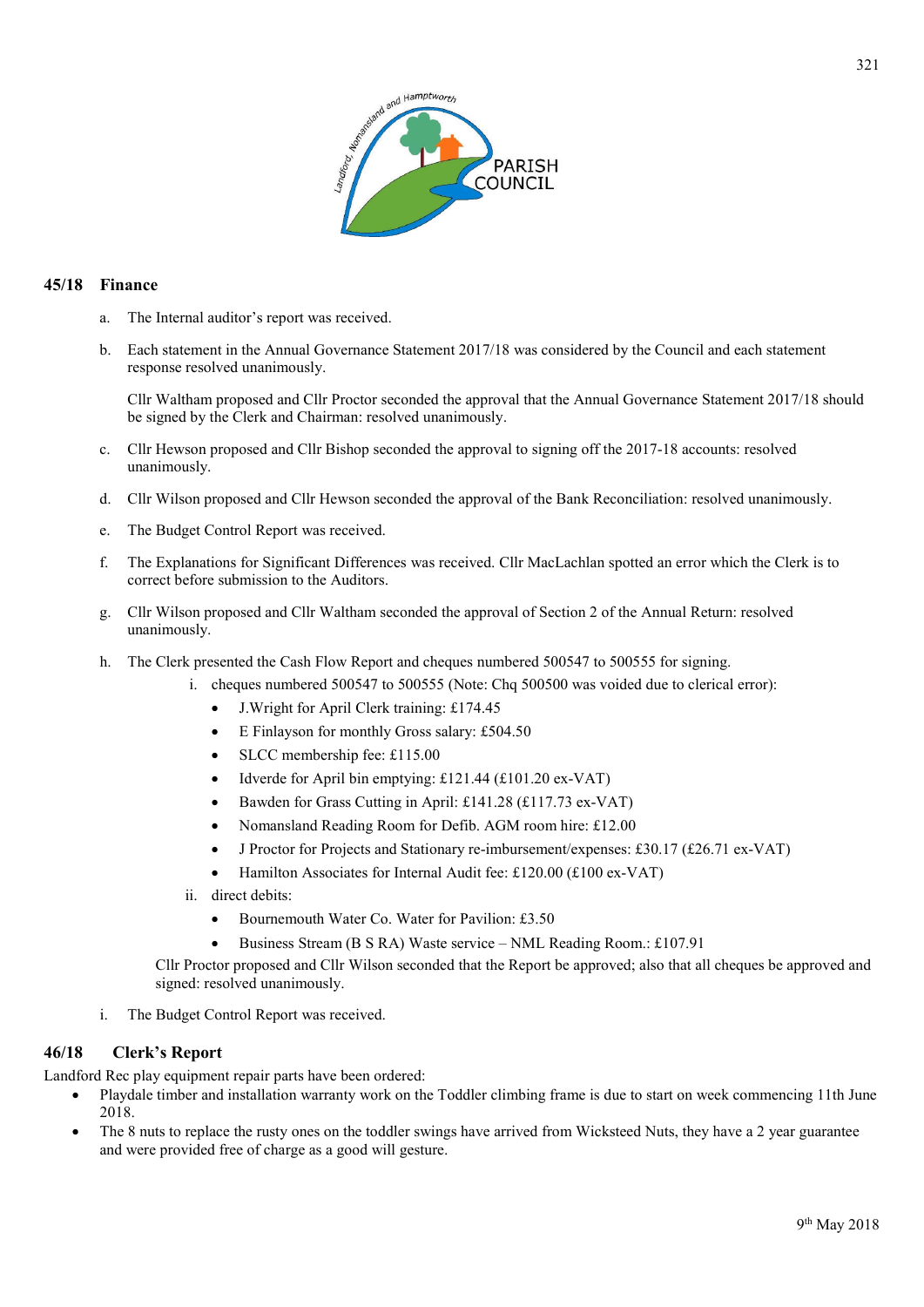## 45/18 Finance

a. The Internal auditor's report was received.

b. Each statement in the Annual Governance Statement 2017/18 was considered by the Council and each statement response resolved unanimously.

   Cllr Waltham proposed and Cllr Proctor seconded the approval that the Annual Governance Statement 2017/18 should be signed by the Clerk and Chairman: resolved unanimously.

c. Cllr Hewson proposed and Cllr Bishop seconded the approval to signing off the 2017-18 accounts: resolved unanimously.

d. Cllr Wilson proposed and Cllr Hewson seconded the approval of the Bank Reconciliation: resolved unanimously.

e. The Budget Control Report was received.

f. The Explanations for Significant Differences was received. Cllr MacLachlan spotted an error which the Clerk is to correct before submission to the Auditors.

g. Cllr Wilson proposed and Cllr Waltham seconded the approval of Section 2 of the Annual Return: resolved unanimously.

h. The Clerk presented the Cash Flow Report and cheques numbered 500547 to 500555 for signing.
   
   i. cheques numbered 500547 to 500555 (Note: Chq 500500 was voided due to clerical error):
      - J.Wright for April Clerk training: £174.45
      - E Finlayson for monthly Gross salary: £504.50
      - SLCC membership fee: £115.00
      - Idverde for April bin emptying: £121.44 (£101.20 ex-VAT)
      - Bawden for Grass Cutting in April: £141.28 (£117.73 ex-VAT)
      - Nomansland Reading Room for Defib. AGM room hire: £12.00
      - J Proctor for Projects and Stationary re-imbursement/expenses: £30.17 (£26.71 ex-VAT)
      - Hamilton Associates for Internal Audit fee: £120.00 (£100 ex-VAT)
   
   ii. direct debits:
      - Bournemouth Water Co. Water for Pavilion: £3.50
      - Business Stream (B S RA) Waste service – NML Reading Room.: £107.91
   
   Cllr Proctor proposed and Cllr Wilson seconded that the Report be approved; also that all cheques be approved and signed: resolved unanimously.

i. The Budget Control Report was received.

## 46/18 Clerk's Report

Landford Rec play equipment repair parts have been ordered:

- Playdale timber and installation warranty work on the Toddler climbing frame is due to start on week commencing 11th June 2018.
- The 8 nuts to replace the rusty ones on the toddler swings have arrived from Wicksteed Nuts, they have a 2 year guarantee and were provided free of charge as a good will gesture.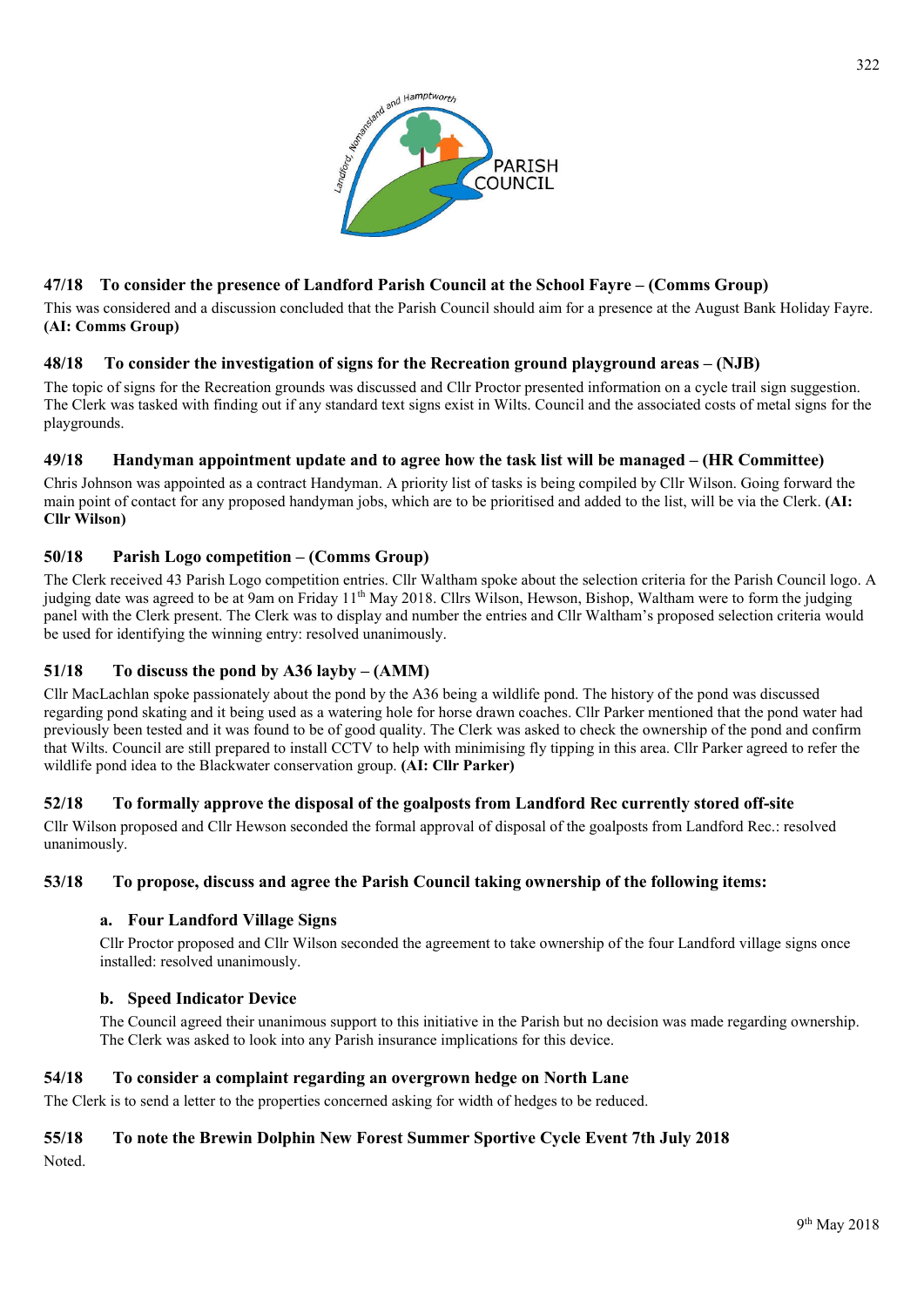## 47/18 To consider the presence of Landford Parish Council at the School Fayre – (Comms Group)

This was considered and a discussion concluded that the Parish Council should aim for a presence at the August Bank Holiday Fayre. **(AI: Comms Group)**

## 48/18 To consider the investigation of signs for the Recreation ground playground areas – (NJB)

The topic of signs for the Recreation grounds was discussed and Cllr Proctor presented information on a cycle trail sign suggestion. The Clerk was tasked with finding out if any standard text signs exist in Wilts. Council and the associated costs of metal signs for the playgrounds.

## 49/18 Handyman appointment update and to agree how the task list will be managed – (HR Committee)

Chris Johnson was appointed as a contract Handyman. A priority list of tasks is being compiled by Cllr Wilson. Going forward the main point of contact for any proposed handyman jobs, which are to be prioritised and added to the list, will be via the Clerk. **(AI: Cllr Wilson)**

## 50/18 Parish Logo competition – (Comms Group)

The Clerk received 43 Parish Logo competition entries. Cllr Waltham spoke about the selection criteria for the Parish Council logo. A judging date was agreed to be at 9am on Friday 11th May 2018. Cllrs Wilson, Hewson, Bishop, Waltham were to form the judging panel with the Clerk present. The Clerk was to display and number the entries and Cllr Waltham's proposed selection criteria would be used for identifying the winning entry: resolved unanimously.

## 51/18 To discuss the pond by A36 layby – (AMM)

Cllr MacLachlan spoke passionately about the pond by the A36 being a wildlife pond. The history of the pond was discussed regarding pond skating and it being used as a watering hole for horse drawn coaches. Cllr Parker mentioned that the pond water had previously been tested and it was found to be of good quality. The Clerk was asked to check the ownership of the pond and confirm that Wilts. Council are still prepared to install CCTV to help with minimising fly tipping in this area. Cllr Parker agreed to refer the wildlife pond idea to the Blackwater conservation group. **(AI: Cllr Parker)**

## 52/18 To formally approve the disposal of the goalposts from Landford Rec currently stored off-site

Cllr Wilson proposed and Cllr Hewson seconded the formal approval of disposal of the goalposts from Landford Rec.: resolved unanimously.

## 53/18 To propose, discuss and agree the Parish Council taking ownership of the following items:

### a. Four Landford Village Signs

Cllr Proctor proposed and Cllr Wilson seconded the agreement to take ownership of the four Landford village signs once installed: resolved unanimously.

### b. Speed Indicator Device

The Council agreed their unanimous support to this initiative in the Parish but no decision was made regarding ownership. The Clerk was asked to look into any Parish insurance implications for this device.

## 54/18 To consider a complaint regarding an overgrown hedge on North Lane

The Clerk is to send a letter to the properties concerned asking for width of hedges to be reduced.

## 55/18 To note the Brewin Dolphin New Forest Summer Sportive Cycle Event 7th July 2018

Noted.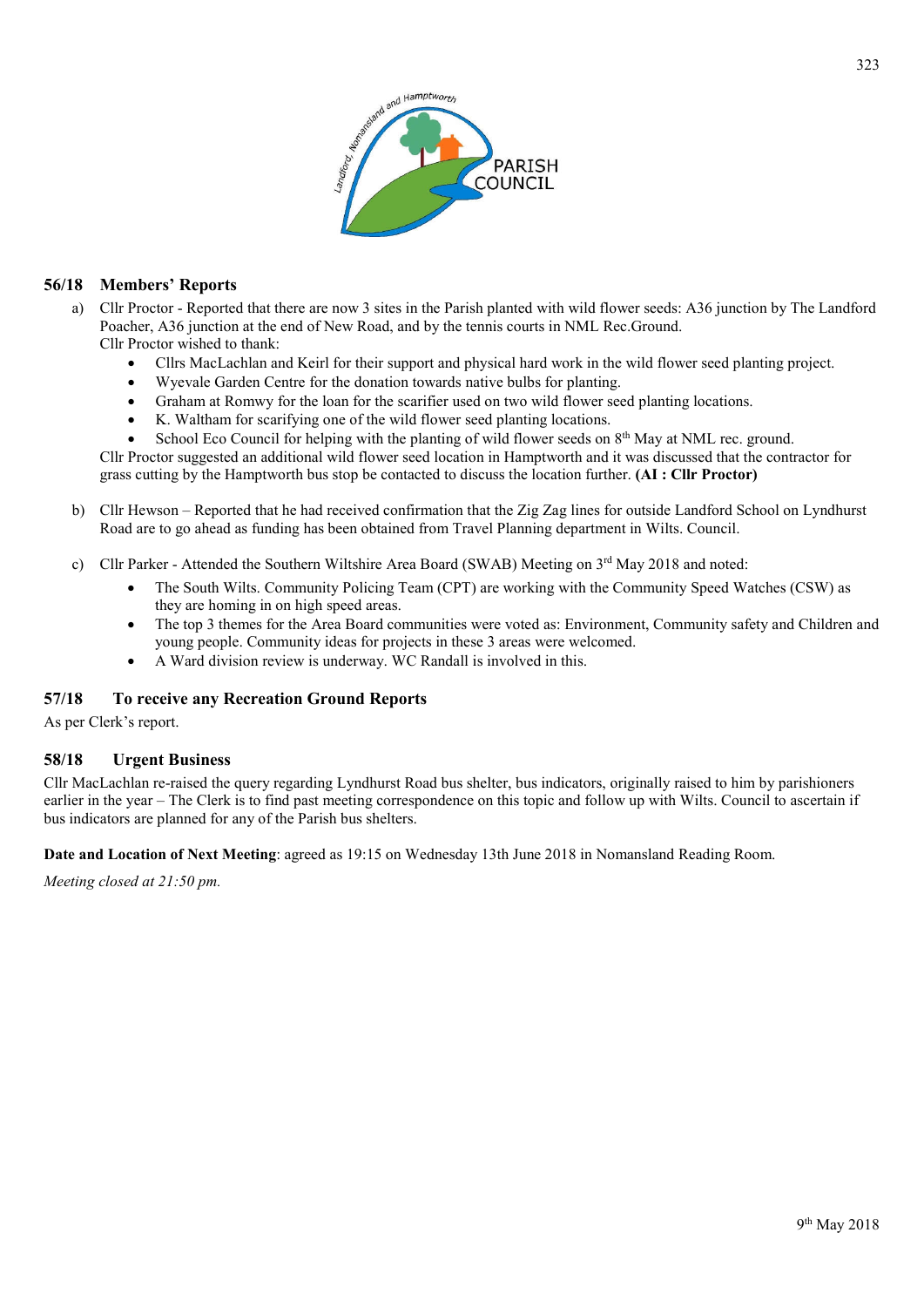## 56/18 Members' Reports

a) Cllr Proctor - Reported that there are now 3 sites in the Parish planted with wild flower seeds: A36 junction by The Landford Poacher, A36 junction at the end of New Road, and by the tennis courts in NML Rec.Ground.
Cllr Proctor wished to thank:
- Cllrs MacLachlan and Keirl for their support and physical hard work in the wild flower seed planting project.
- Wyevale Garden Centre for the donation towards native bulbs for planting.
- Graham at Romwy for the loan for the scarifier used on two wild flower seed planting locations.
- K. Waltham for scarifying one of the wild flower seed planting locations.
- School Eco Council for helping with the planting of wild flower seeds on 8th May at NML rec. ground.

Cllr Proctor suggested an additional wild flower seed location in Hamptworth and it was discussed that the contractor for grass cutting by the Hamptworth bus stop be contacted to discuss the location further. **(AI : Cllr Proctor)**

b) Cllr Hewson – Reported that he had received confirmation that the Zig Zag lines for outside Landford School on Lyndhurst Road are to go ahead as funding has been obtained from Travel Planning department in Wilts. Council.

c) Cllr Parker - Attended the Southern Wiltshire Area Board (SWAB) Meeting on 3rd May 2018 and noted:
- The South Wilts. Community Policing Team (CPT) are working with the Community Speed Watches (CSW) as they are homing in on high speed areas.
- The top 3 themes for the Area Board communities were voted as: Environment, Community safety and Children and young people. Community ideas for projects in these 3 areas were welcomed.
- A Ward division review is underway. WC Randall is involved in this.

## 57/18 To receive any Recreation Ground Reports

As per Clerk's report.

## 58/18 Urgent Business

Cllr MacLachlan re-raised the query regarding Lyndhurst Road bus shelter, bus indicators, originally raised to him by parishioners earlier in the year – The Clerk is to find past meeting correspondence on this topic and follow up with Wilts. Council to ascertain if bus indicators are planned for any of the Parish bus shelters.

**Date and Location of Next Meeting**: agreed as 19:15 on Wednesday 13th June 2018 in Nomansland Reading Room.

*Meeting closed at 21:50 pm.*